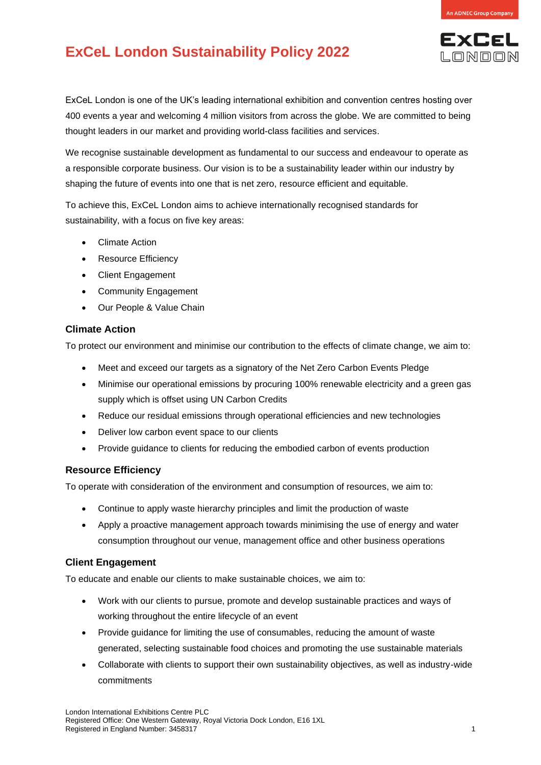# ExCeL London Sustainability Policy 2022

ExCeL London is one of the UK's leading international exhibition and convention centres hosting over 400 events a year and welcoming 4 million visitors from across the globe. We are committed to being thought leaders in our market and providing world-class facilities and services.

We recognise sustainable development as fundamental to our success and endeavour to operate as a responsible corporate business. Our vision is to be a sustainability leader within our industry by shaping the future of events into one that is net zero, resource efficient and equitable.

To achieve this, ExCeL London aims to achieve internationally recognised standards for sustainability, with a focus on five key areas:

- Climate Action
- Resource Efficiency
- Client Engagement
- Community Engagement
- Our People & Value Chain

### Climate Action

To protect our environment and minimise our contribution to the effects of climate change, we aim to:

- Meet and exceed our targets as a signatory of the Net Zero Carbon Events Pledge
- Minimise our operational emissions by procuring 100% renewable electricity and a green gas supply which is offset using UN Carbon Credits
- Reduce our residual emissions through operational efficiencies and new technologies
- Deliver low carbon event space to our clients
- Provide guidance to clients for reducing the embodied carbon of events production

### Resource Efficiency

To operate with consideration of the environment and consumption of resources, we aim to:

- Continue to apply waste hierarchy principles and limit the production of waste
- Apply a proactive management approach towards minimising the use of energy and water consumption throughout our venue, management office and other business operations

### Client Engagement

To educate and enable our clients to make sustainable choices, we aim to:

- Work with our clients to pursue, promote and develop sustainable practices and ways of working throughout the entire lifecycle of an event
- Provide guidance for limiting the use of consumables, reducing the amount of waste generated, selecting sustainable food choices and promoting the use sustainable materials
- Collaborate with clients to support their own sustainability objectives, as well as industry-wide commitments

London International Exhibitions Centre PLC
Registered Office: One Western Gateway, Royal Victoria Dock London, E16 1XL
Registered in England Number: 3458317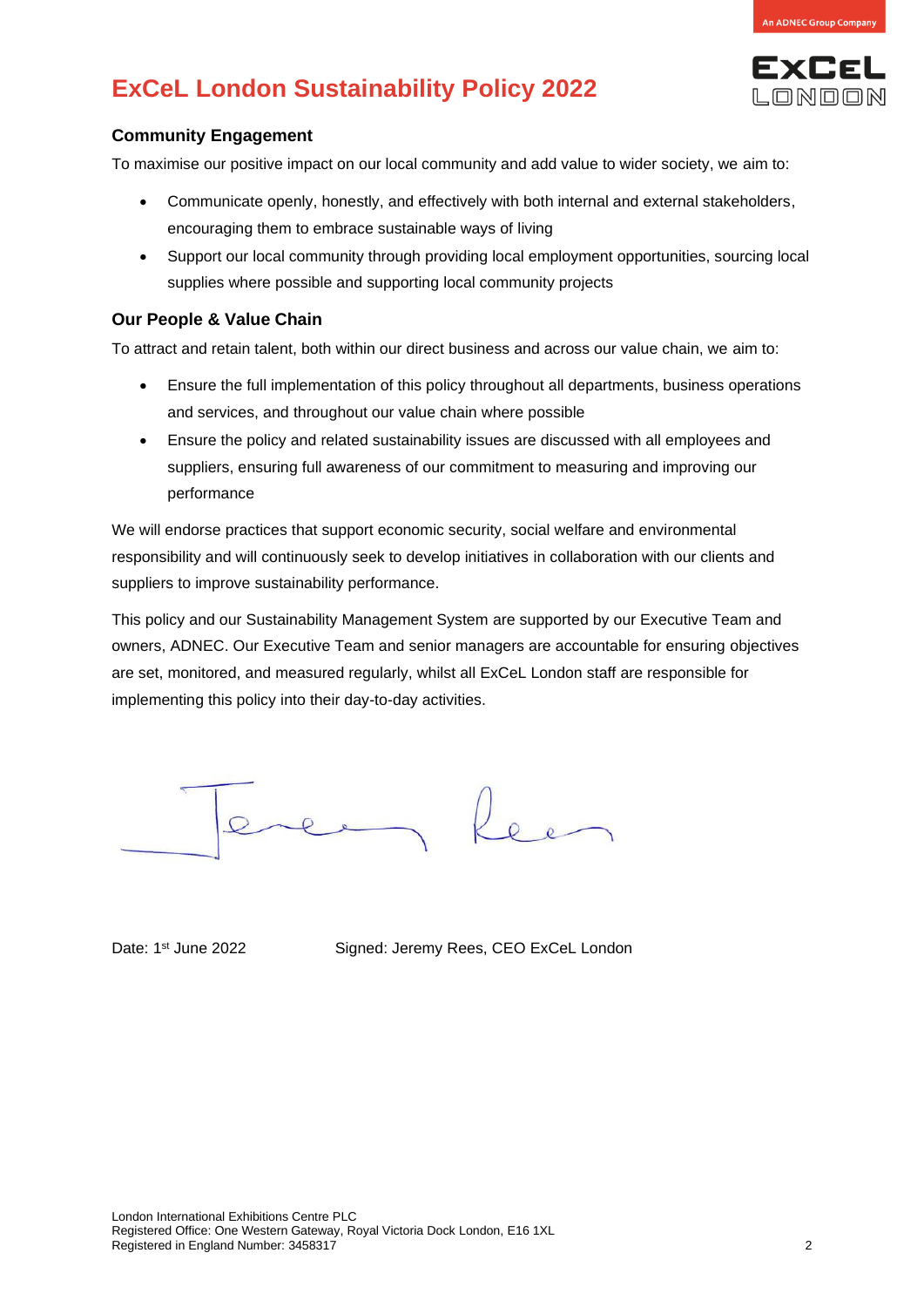# ExCeL London Sustainability Policy 2022

### Community Engagement

To maximise our positive impact on our local community and add value to wider society, we aim to:

- Communicate openly, honestly, and effectively with both internal and external stakeholders, encouraging them to embrace sustainable ways of living
- Support our local community through providing local employment opportunities, sourcing local supplies where possible and supporting local community projects

### Our People & Value Chain

To attract and retain talent, both within our direct business and across our value chain, we aim to:

- Ensure the full implementation of this policy throughout all departments, business operations and services, and throughout our value chain where possible
- Ensure the policy and related sustainability issues are discussed with all employees and suppliers, ensuring full awareness of our commitment to measuring and improving our performance

We will endorse practices that support economic security, social welfare and environmental responsibility and will continuously seek to develop initiatives in collaboration with our clients and suppliers to improve sustainability performance.

This policy and our Sustainability Management System are supported by our Executive Team and owners, ADNEC. Our Executive Team and senior managers are accountable for ensuring objectives are set, monitored, and measured regularly, whilst all ExCeL London staff are responsible for implementing this policy into their day-to-day activities.

Date: 1st June 2022 Signed: Jeremy Rees, CEO ExCeL London

London International Exhibitions Centre PLC
Registered Office: One Western Gateway, Royal Victoria Dock London, E16 1XL
Registered in England Number: 3458317